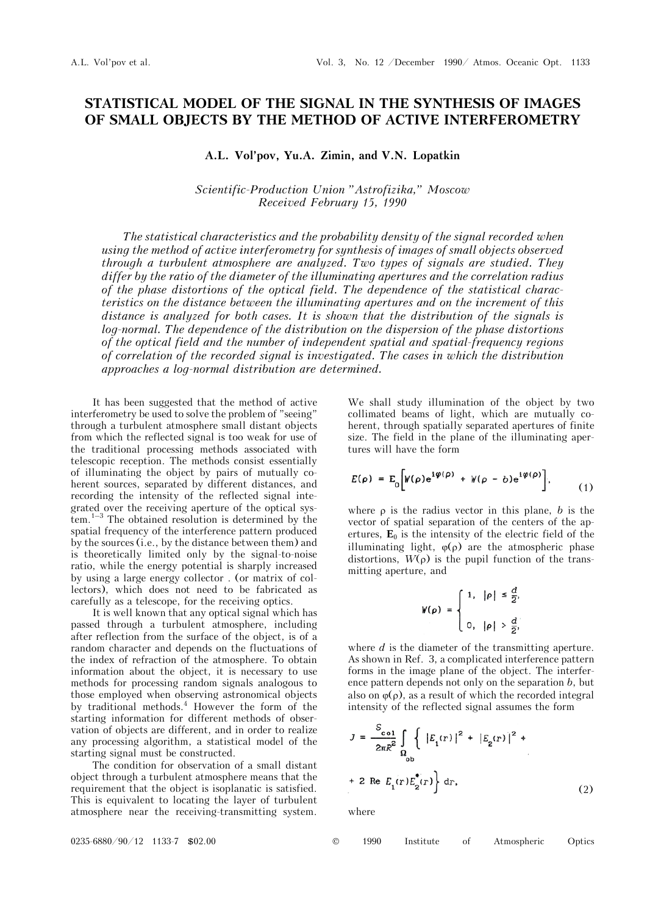# STATISTICAL MODEL OF THE SIGNAL IN THE SYNTHESIS OF IMAGES OF SMALL OBJECTS BY THE METHOD OF ACTIVE INTERFEROMETRY

**A.L. Vol'pov, Yu.A. Zimin, and V.N. Lopatkin**

*Scientific-Production Union "Astrofizika," Moscow*
*Received February 15, 1990*

*The statistical characteristics and the probability density of the signal recorded when using the method of active interferometry for synthesis of images of small objects observed through a turbulent atmosphere are analyzed. Two types of signals are studied. They differ by the ratio of the diameter of the illuminating apertures and the correlation radius of the phase distortions of the optical field. The dependence of the statistical characteristics on the distance between the illuminating apertures and on the increment of this distance is analyzed for both cases. It is shown that the distribution of the signals is log-normal. The dependence of the distribution on the dispersion of the phase distortions of the optical field and the number of independent spatial and spatial-frequency regions of correlation of the recorded signal is investigated. The cases in which the distribution approaches a log-normal distribution are determined.*

It has been suggested that the method of active interferometry be used to solve the problem of "seeing" through a turbulent atmosphere small distant objects from which the reflected signal is too weak for use of the traditional processing methods associated with telescopic reception. The methods consist essentially of illuminating the object by pairs of mutually coherent sources, separated by different distances, and recording the intensity of the reflected signal integrated over the receiving aperture of the optical system.[1–3] The obtained resolution is determined by the spatial frequency of the interference pattern produced by the sources (i.e., by the distance between them) and is theoretically limited only by the signal-to-noise ratio, while the energy potential is sharply increased by using a large energy collector . (or matrix of collectors), which does not need to be fabricated as carefully as a telescope, for the receiving optics.

It is well known that any optical signal which has passed through a turbulent atmosphere, including after reflection from the surface of the object, is of a random character and depends on the fluctuations of the index of refraction of the atmosphere. To obtain information about the object, it is necessary to use methods for processing random signals analogous to those employed when observing astronomical objects by traditional methods.[4] However the form of the starting information for different methods of observation of objects are different, and in order to realize any processing algorithm, a statistical model of the starting signal must be constructed.

The condition for observation of a small distant object through a turbulent atmosphere means that the requirement that the object is isoplanatic is satisfied. This is equivalent to locating the layer of turbulent atmosphere near the receiving-transmitting system. We shall study illumination of the object by two collimated beams of light, which are mutually coherent, through spatially separated apertures of finite size. The field in the plane of the illuminating apertures will have the form

$$E(\rho) = E_0\Big[W(\rho)e^{i\varphi(\rho)} + W(\rho - b)e^{i\varphi(\rho)}\Big], \tag{1}$$

where $\rho$ is the radius vector in this plane, $b$ is the vector of spatial separation of the centers of the apertures, $\mathbf{E}_0$ is the intensity of the electric field of the illuminating light, $\varphi(\rho)$ are the atmospheric phase distortions, $W(\rho)$ is the pupil function of the transmitting aperture, and

$$W(\rho) = \begin{cases} 1, & |\rho| \le \dfrac{d}{2}, \\ 0, & |\rho| > \dfrac{d}{2}, \end{cases}$$

where $d$ is the diameter of the transmitting aperture. As shown in Ref. 3, a complicated interference pattern forms in the image plane of the object. The interference pattern depends not only on the separation $b$, but also on $\varphi(\rho)$, as a result of which the recorded integral intensity of the reflected signal assumes the form

$$J = \frac{S_{\mathrm{col}}}{2\pi R^2}\int\limits_{\Omega_{\mathrm{ob}}} \Big\{ |E_1(r)|^2 + |E_2(r)|^2 + 2\,\mathrm{Re}\,E_1(r)E_2^*(r)\Big\}\,dr, \tag{2}$$

where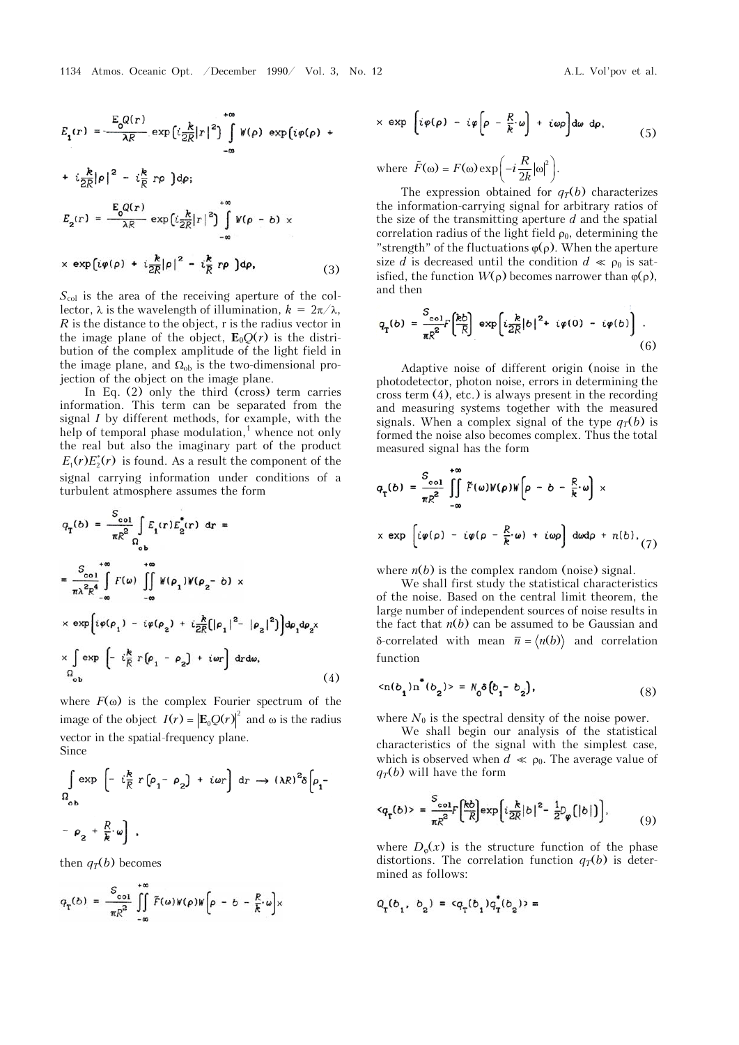$$E_1(r) = \frac{E_0 Q(r)}{\lambda R} \exp\left(i\frac{k}{2R}|r|^2\right) \int_{-\infty}^{+\infty} W(\rho) \exp\left(i\varphi(\rho) + i\frac{k}{2R}|\rho|^2 - i\frac{k}{R} r\rho\right)d\rho;$$

$$E_2(r) = \frac{E_0 Q(r)}{\lambda R} \exp\left(i\frac{k}{2R}|r|^2\right) \int_{-\infty}^{+\infty} W(\rho - b) \times \exp\left(i\varphi(\rho) + i\frac{k}{2R}|\rho|^2 - i\frac{k}{R} r\rho\right)d\rho, \quad (3)$$

$S_{col}$ is the area of the receiving aperture of the collector, $\lambda$ is the wavelength of illumination, $k = 2\pi/\lambda$, $R$ is the distance to the object, r is the radius vector in the image plane of the object, $\mathbf{E}_0 Q(r)$ is the distribution of the complex amplitude of the light field in the image plane, and $\Omega_{ob}$ is the two-dimensional projection of the object on the image plane.

In Eq. (2) only the third (cross) term carries information. This term can be separated from the signal $I$ by different methods, for example, with the help of temporal phase modulation,[1] whence not only the real but also the imaginary part of the product $E_1(r)E_2^*(r)$ is found. As a result the component of the signal carrying information under conditions of a turbulent atmosphere assumes the form

$$q_T(b) = \frac{S_{col}}{\pi R^2} \int_{\Omega_{ob}} E_1(r)E_2^*(r)\, dr = \frac{S_{col}}{\pi\lambda^2 R^4} \int_{-\infty}^{+\infty} F(\omega) \iint_{-\infty}^{+\infty} W(\rho_1)W(\rho_2 - b) \times \exp\left[i\varphi(\rho_1) - i\varphi(\rho_2) + i\frac{k}{2R}\left(|\rho_1|^2 - |\rho_2|^2\right)\right]d\rho_1 d\rho_2 \times \int_{\Omega_{ob}} \exp\left[-i\frac{k}{R} r(\rho_1 - \rho_2) + i\omega r\right] dr d\omega, \quad (4)$$

where $F(\omega)$ is the complex Fourier spectrum of the image of the object $I(r) = |\mathbf{E}_0 Q(r)|^2$ and $\omega$ is the radius vector in the spatial-frequency plane.

Since

$$\int_{\Omega_{ob}} \exp\left[-i\frac{k}{R} r(\rho_1 - \rho_2) + i\omega r\right] dr \to (\lambda R)^2 \delta\left[\rho_1 - \rho_2 + \frac{R}{k}\cdot\omega\right],$$

then $q_T(b)$ becomes

$$q_T(b) = \frac{S_{col}}{\pi R^2} \iint_{-\infty}^{+\infty} \tilde{F}(\omega)W(\rho)W\left[\rho - b - \frac{R}{k}\cdot\omega\right] \times \exp\left[i\varphi(\rho) - i\varphi\left(\rho - \frac{R}{k}\cdot\omega\right) + i\omega\rho\right]d\omega\, d\rho, \quad (5)$$

where $\tilde{F}(\omega) = F(\omega)\exp\left(-i\frac{R}{2k}|\omega|^2\right)$.

The expression obtained for $q_T(b)$ characterizes the information-carrying signal for arbitrary ratios of the size of the transmitting aperture $d$ and the spatial correlation radius of the light field $\rho_0$, determining the "strength" of the fluctuations $\varphi(\rho)$. When the aperture size $d$ is decreased until the condition $d \ll \rho_0$ is satisfied, the function $W(\rho)$ becomes narrower than $\varphi(\rho)$, and then

$$q_T(b) = \frac{S_{col}}{\pi R^2} F\left(\frac{kb}{R}\right) \exp\left[i\frac{k}{2R}|b|^2 + i\varphi(0) - i\varphi(b)\right]. \quad (6)$$

Adaptive noise of different origin (noise in the photodetector, photon noise, errors in determining the cross term (4), etc.) is always present in the recording and measuring systems together with the measured signals. When a complex signal of the type $q_T(b)$ is formed the noise also becomes complex. Thus the total measured signal has the form

$$q_T(b) = \frac{S_{col}}{\pi R^2} \iint_{-\infty}^{+\infty} \tilde{F}(\omega)W(\rho)W\left[\rho - b - \frac{R}{k}\cdot\omega\right] \times \exp\left[i\varphi(\rho) - i\varphi\left(\rho - \frac{R}{k}\cdot\omega\right) + i\omega\rho\right] d\omega d\rho + n(b), \quad (7)$$

where $n(b)$ is the complex random (noise) signal.

We shall first study the statistical characteristics of the noise. Based on the central limit theorem, the large number of independent sources of noise results in the fact that $n(b)$ can be assumed to be Gaussian and $\delta$-correlated with mean $\bar{n} = \langle n(b)\rangle$ and correlation function

$$\langle n(b_1)n^*(b_2)\rangle = N_0\delta(b_1 - b_2), \quad (8)$$

where $N_0$ is the spectral density of the noise power.

We shall begin our analysis of the statistical characteristics of the signal with the simplest case, which is observed when $d \ll \rho_0$. The average value of $q_T(b)$ will have the form

$$\langle q_T(b)\rangle = \frac{S_{col}}{\pi R^2} F\left[\frac{kb}{R}\right] \exp\left[i\frac{k}{2R}|b|^2 - \frac{1}{2}D_\varphi(|b|)\right], \quad (9)$$

where $D_\varphi(x)$ is the structure function of the phase distortions. The correlation function $q_T(b)$ is determined as follows:

$$Q_T(b_1, b_2) = \langle q_T(b_1)q_T^*(b_2)\rangle =$$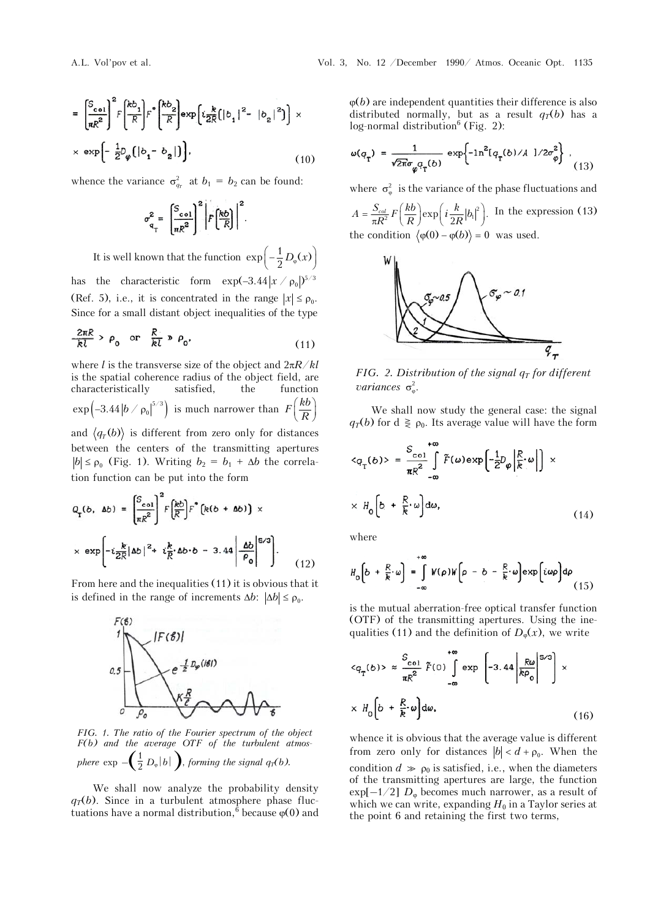$$= \left[\frac{S_{col}}{\pi R^2}\right]^2 F\left[\frac{kb_1}{R}\right] F^*\left[\frac{kb_2}{R}\right] \exp\left[i\frac{k}{2R}\left(|b_1|^2 - |b_2|^2\right)\right] \times$$

$$\times \exp\left[-\frac{1}{2}D_\varphi\left(|b_1 - b_2|\right)\right], \tag{10}$$

whence the variance $\sigma^2_{q_T}$ at $b_1 = b_2$ can be found:

$$\sigma^2_{q_T} = \left[\frac{S_{col}}{\pi R^2}\right]^2 \left|F\left[\frac{kb}{R}\right]\right|^2.$$

It is well known that the function $\exp\left(-\frac{1}{2}D_\varphi(x)\right)$ has the characteristic form $\exp(-3.44|x/\rho_0|)^{5/3}$ (Ref. 5), i.e., it is concentrated in the range $|x| \le \rho_0$. Since for a small distant object inequalities of the type

$$\frac{2\pi R}{kl} > \rho_0 \quad \text{or} \quad \frac{R}{kl} \gg \rho_0, \tag{11}$$

where $l$ is the transverse size of the object and $2\pi R/kl$ is the spatial coherence radius of the object field, are characteristically satisfied, the function $\exp\left(-3.44|b/\rho_0|^{5/3}\right)$ is much narrower than $F\left(\frac{kb}{R}\right)$ and $\langle q_T(b)\rangle$ is different from zero only for distances between the centers of the transmitting apertures $|b| \le \rho_0$ (Fig. 1). Writing $b_2 = b_1 + \Delta b$ the correlation function can be put into the form

$$Q_T(b, \Delta b) = \left[\frac{S_{col}}{\pi R^2}\right]^2 F\left[\frac{kb}{R}\right] F^*\left[k(b + \Delta b)\right] \times$$

$$\times \exp\left[-i\frac{k}{2R}|\Delta b|^2 + i\frac{k}{R}\Delta b \cdot b - 3.44\left|\frac{\Delta b}{\rho_0}\right|^{5/3}\right]. \tag{12}$$

From here and the inequalities (11) it is obvious that it is defined in the range of increments $\Delta b$: $|\Delta b| \le \rho_0$.

*FIG. 1. The ratio of the Fourier spectrum of the object $F(b)$ and the average OTF of the turbulent atmosphere $\exp -\left(\frac{1}{2}D_\varphi|b|\right)$, forming the signal $q_T(b)$.*

We shall now analyze the probability density $q_T(b)$. Since in a turbulent atmosphere phase fluctuations have a normal distribution,[6] because $\varphi(0)$ and $\varphi(b)$ are independent quantities their difference is also distributed normally, but as a result $q_T(b)$ has a log-normal distribution[6] (Fig. 2):

$$\omega(q_T) = \frac{1}{\sqrt{2\pi}\sigma_\varphi q_T(b)} \exp\left\{-\ln^2[q_T(b)/A]/2\sigma^2_\varphi\right\}, \tag{13}$$

where $\sigma^2_\varphi$ is the variance of the phase fluctuations and $A = \frac{S_{col}}{\pi R^2}F\left(\frac{kb}{R}\right)\exp\left(i\frac{k}{2R}|b_1|^2\right)$. In the expression (13) the condition $\langle\varphi(0) - \varphi(b)\rangle = 0$ was used.

*FIG. 2. Distribution of the signal $q_T$ for different variances $\sigma^2_\varphi$.*

We shall now study the general case: the signal $q_T(b)$ for $d \gtrless \rho_0$. Its average value will have the form

$$\langle q_T(b)\rangle = \frac{S_{col}}{\pi R^2}\int_{-\infty}^{+\infty}\tilde{F}(\omega)\exp\left[-\frac{1}{2}D_\varphi\left|\frac{R}{k}\cdot\omega\right|\right] \times$$

$$\times H_0\left[b + \frac{R}{k}\cdot\omega\right]d\omega, \tag{14}$$

where

$$H_0\left[b + \frac{R}{k}\cdot\omega\right] = \int_{-\infty}^{+\infty}W(\rho)W\left[\rho - b - \frac{R}{k}\cdot\omega\right]\exp\left[i\omega\rho\right]d\rho \tag{15}$$

is the mutual aberration-free optical transfer function (OTF) of the transmitting apertures. Using the inequalities (11) and the definition of $D_\varphi(x)$, we write

$$\langle q_T(b)\rangle \approx \frac{S_{col}}{\pi R^2}\tilde{F}(0)\int_{-\infty}^{+\infty}\exp\left[-3.44\left|\frac{R\omega}{k\rho_0}\right|^{5/3}\right] \times$$

$$\times H_0\left[b + \frac{R}{k}\cdot\omega\right]d\omega, \tag{16}$$

whence it is obvious that the average value is different from zero only for distances $|b| < d + \rho_0$. When the condition $d \gg \rho_0$ is satisfied, i.e., when the diameters of the transmitting apertures are large, the function $\exp[-1/2]\,D_\varphi$ becomes much narrower, as a result of which we can write, expanding $H_0$ in a Taylor series at the point 6 and retaining the first two terms,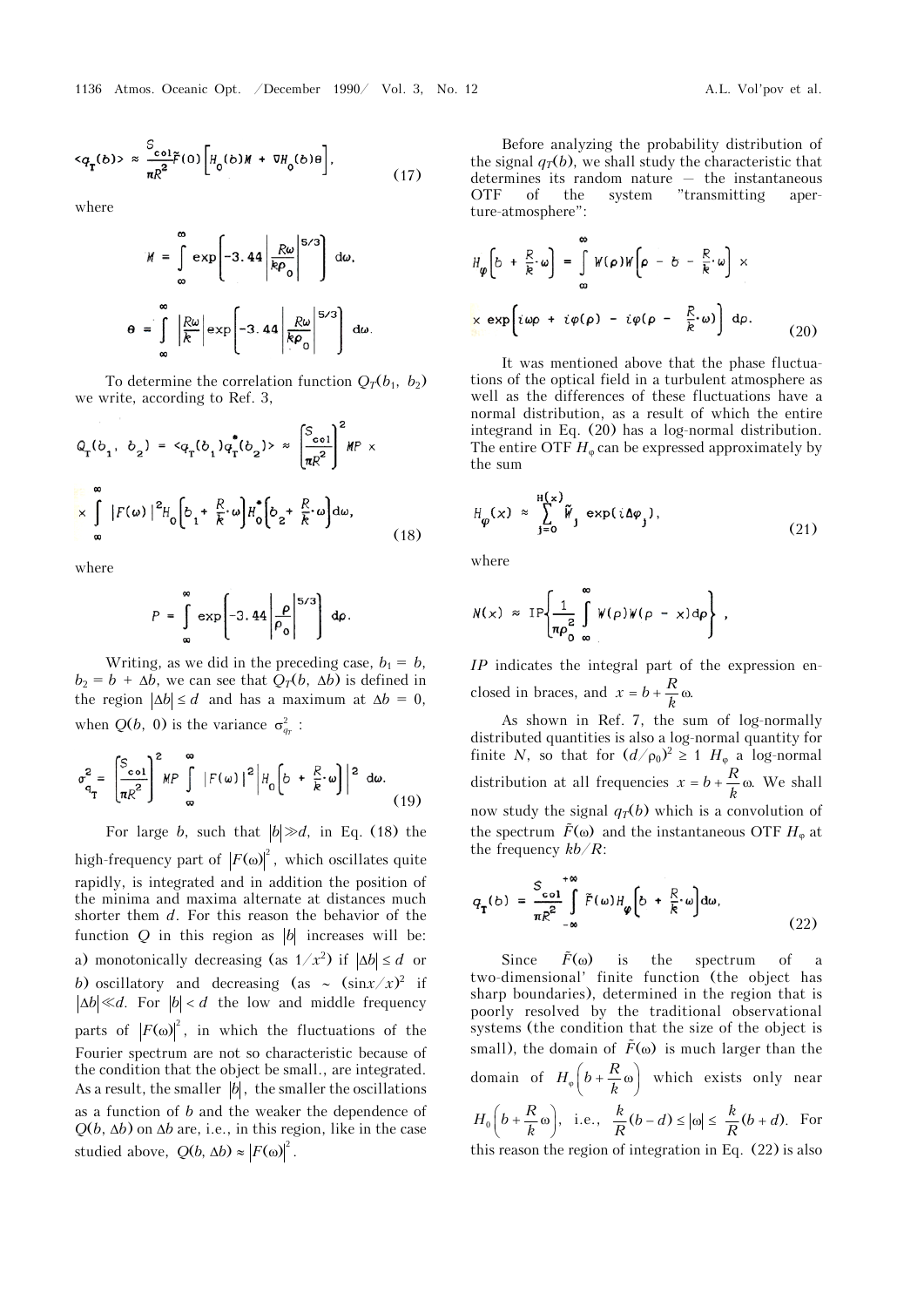$$\langle q_T(b)\rangle \approx \frac{S_{col}}{\pi R^2}\tilde{F}(0)\left[H_0(b)M + \nabla H_0(b)\theta\right], \tag{17}$$

where

$$M = \int\limits_{\infty}^{\infty} \exp\left[-3.44\left|\frac{R\omega}{k\rho_0}\right|^{5/3}\right] d\omega,$$

$$\theta = \int\limits_{\infty}^{\infty} \left|\frac{R\omega}{k}\right| \exp\left[-3.44\left|\frac{R\omega}{k\rho_0}\right|^{5/3}\right] d\omega.$$

To determine the correlation function $Q_T(b_1, b_2)$ we write, according to Ref. 3,

$$Q_T(b_1, b_2) = \langle q_T(b_1) q_T^*(b_2)\rangle \approx \left[\frac{S_{col}}{\pi R^2}\right]^2 MP \times$$

$$\times \int\limits_{\infty}^{\infty} |F(\omega)|^2 H_0\left[b_1 + \frac{R}{k}\cdot\omega\right] H_0^*\left[b_2 + \frac{R}{k}\cdot\omega\right] d\omega, \tag{18}$$

where

$$P = \int\limits_{\infty}^{\infty} \exp\left[-3.44\left|\frac{\rho}{\rho_0}\right|^{5/3}\right] d\rho.$$

Writing, as we did in the preceding case, $b_1 = b$, $b_2 = b + \Delta b$, we can see that $Q_T(b, \Delta b)$ is defined in the region $|\Delta b| \le d$ and has a maximum at $\Delta b = 0$, when $Q(b, 0)$ is the variance $\sigma_{q_T}^2$ :

$$\sigma_{q_T}^2 = \left[\frac{S_{col}}{\pi R^2}\right]^2 MP \int\limits_{\infty}^{\infty} |F(\omega)|^2 \left|H_0\left[b + \frac{R}{k}\cdot\omega\right]\right|^2 d\omega. \tag{19}$$

For large $b$, such that $|b| \gg d$, in Eq. (18) the high-frequency part of $|F(\omega)|^2$, which oscillates quite rapidly, is integrated and in addition the position of the minima and maxima alternate at distances much shorter them $d$. For this reason the behavior of the function $Q$ in this region as $|b|$ increases will be: a) monotonically decreasing (as $1/x^2$) if $|\Delta b| \le d$ or b) oscillatory and decreasing (as $\sim (\sin x/x)^2$ if $|\Delta b| \ll d$. For $|b| < d$ the low and middle frequency parts of $|F(\omega)|^2$, in which the fluctuations of the Fourier spectrum are not so characteristic because of the condition that the object be small., are integrated. As a result, the smaller $|b|$, the smaller the oscillations as a function of $b$ and the weaker the dependence of $Q(b, \Delta b)$ on $\Delta b$ are, i.e., in this region, like in the case studied above, $Q(b, \Delta b) \approx |F(\omega)|^2$.

Before analyzing the probability distribution of the signal $q_T(b)$, we shall study the characteristic that determines its random nature — the instantaneous OTF of the system "transmitting aperture-atmosphere":

$$H_\varphi\left[b + \frac{R}{k}\cdot\omega\right] = \int\limits_{\infty}^{\infty} W(\rho)W\left[\rho - b - \frac{R}{k}\cdot\omega\right] \times$$

$$\times \exp\left[i\omega\rho + i\varphi(\rho) - i\varphi(\rho - \frac{R}{k}\cdot\omega)\right] d\rho. \tag{20}$$

It was mentioned above that the phase fluctuations of the optical field in a turbulent atmosphere as well as the differences of these fluctuations have a normal distribution, as a result of which the entire integrand in Eq. (20) has a log-normal distribution. The entire OTF $H_\varphi$ can be expressed approximately by the sum

$$H_\varphi(x) \approx \sum_{j=0}^{N(x)} \tilde{W}_j \exp(i\Delta\varphi_j), \tag{21}$$

where

$$N(x) \approx \mathrm{IP}\left\{\frac{1}{\pi\rho_0^2}\int\limits_{\infty}^{\infty} W(\rho)W(\rho - x)d\rho\right\},$$

$IP$ indicates the integral part of the expression enclosed in braces, and $x = b + \frac{R}{k}\omega$.

As shown in Ref. 7, the sum of log-normally distributed quantities is also a log-normal quantity for finite $N$, so that for $(d/\rho_0)^2 \ge 1$ $H_\varphi$ a log-normal distribution at all frequencies $x = b + \frac{R}{k}\omega$. We shall now study the signal $q_T(b)$ which is a convolution of the spectrum $\tilde{F}(\omega)$ and the instantaneous OTF $H_\varphi$ at the frequency $kb/R$:

$$q_T(b) = \frac{S_{col}}{\pi R^2}\int\limits_{-\infty}^{+\infty} \tilde{F}(\omega) H_\varphi\left[b + \frac{R}{k}\cdot\omega\right] d\omega, \tag{22}$$

Since $\tilde{F}(\omega)$ is the spectrum of a two-dimensional' finite function (the object has sharp boundaries), determined in the region that is poorly resolved by the traditional observational systems (the condition that the size of the object is small), the domain of $\tilde{F}(\omega)$ is much larger than the domain of $H_\varphi\left(b + \frac{R}{k}\omega\right)$ which exists only near $H_0\left(b + \frac{R}{k}\omega\right)$, i.e., $\frac{k}{R}(b - d) \le |\omega| \le \frac{k}{R}(b + d)$. For this reason the region of integration in Eq. (22) is also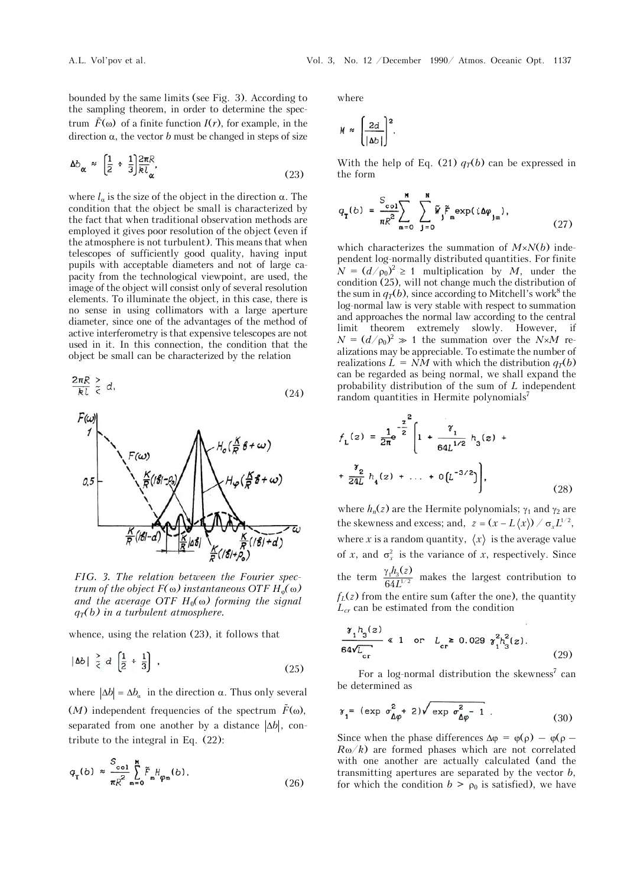bounded by the same limits (see Fig. 3). According to the sampling theorem, in order to determine the spectrum $\tilde{F}(\omega)$ of a finite function $I(r)$, for example, in the direction $\alpha$, the vector $b$ must be changed in steps of size

$$\Delta b_\alpha \approx \left[\frac{1}{2} \div \frac{1}{3}\right]\frac{2\pi R}{k l_\alpha}, \tag{23}$$

where $l_\alpha$ is the size of the object in the direction $\alpha$. The condition that the object be small is characterized by the fact that when traditional observation methods are employed it gives poor resolution of the object (even if the atmosphere is not turbulent). This means that when telescopes of sufficiently good quality, having input pupils with acceptable diameters and not of large capacity from the technological viewpoint, are used, the image of the object will consist only of several resolution elements. To illuminate the object, in this case, there is no sense in using collimators with a large aperture diameter, since one of the advantages of the method of active interferometry is that expensive telescopes are not used in it. In this connection, the condition that the object be small can be characterized by the relation

$$\frac{2\pi R}{kl} \gtrless d, \tag{24}$$

*FIG. 3. The relation between the Fourier spectrum of the object $F(\omega)$ instantaneous OTF $H_\varphi(\omega)$ and the average OTF $H_0(\omega)$ forming the signal $q_T(b)$ in a turbulent atmosphere.*

whence, using the relation (23), it follows that

$$|\Delta b| \gtrless d\left[\frac{1}{2} \div \frac{1}{3}\right], \tag{25}$$

where $|\Delta b| = \Delta b_\alpha$ in the direction $\alpha$. Thus only several ($M$) independent frequencies of the spectrum $\tilde{F}(\omega)$, separated from one another by a distance $|\Delta b|$, contribute to the integral in Eq. (22):

$$q_T(b) \approx \frac{S_{col}}{\pi R^2}\sum_{m=0}^{M}\tilde{F}_m H_{\varphi m}(b), \tag{26}$$

where

$$M \approx \left[\frac{2d}{|\Delta b|}\right]^2.$$

With the help of Eq. (21) $q_T(b)$ can be expressed in the form

$$q_T(b) = \frac{S_{col}}{\pi R^2}\sum_{m=0}^{M}\sum_{j=0}^{N}\tilde{W}_j\tilde{F}_m\exp(i\Delta\varphi_{jm}), \tag{27}$$

which characterizes the summation of $M \times N(b)$ independent log-normally distributed quantities. For finite $N = (d/\rho_0)^2 \geq 1$ multiplication by $M$, under the condition (25), will not change much the distribution of the sum in $q_T(b)$, since according to Mitchell's work[8] the log-normal law is very stable with respect to summation and approaches the normal law according to the central limit theorem extremely slowly. However, if $N = (d/\rho_0)^2 \gg 1$ the summation over the $N \times M$ realizations may be appreciable. To estimate the number of realizations $L = NM$ with which the distribution $q_T(b)$ can be regarded as being normal, we shall expand the probability distribution of the sum of $L$ independent random quantities in Hermite polynomials[7]

$$f_L(z) = \frac{1}{2\pi}e^{-\frac{z^2}{2}}\left[1 + \frac{\gamma_1}{64L^{1/2}}h_3(z) + \frac{\gamma_2}{24L}h_4(z) + \ldots + O\left(L^{-3/2}\right)\right], \tag{28}$$

where $h_n(z)$ are the Hermite polynomials; $\gamma_1$ and $\gamma_2$ are the skewness and excess; and, $z = (x - L\langle x\rangle)/\sigma_x L^{1/2}$, where $x$ is a random quantity, $\langle x\rangle$ is the average value of $x$, and $\sigma_x^2$ is the variance of $x$, respectively. Since the term $\frac{\gamma_1 h_3(z)}{64L^{1/2}}$ makes the largest contribution to $f_L(z)$ from the entire sum (after the one), the quantity $L_{cr}$ can be estimated from the condition

$$\frac{\gamma_1 h_3(z)}{64\sqrt{L_{cr}}} \ll 1 \quad \text{or} \quad L_{cr} \geq 0.029\,\gamma_1^2 h_3^2(z). \tag{29}$$

For a log-normal distribution the skewness[7] can be determined as

$$\gamma_1 = (\exp\sigma_{\Delta\varphi}^2 + 2)\sqrt{\exp\sigma_{\Delta\varphi}^2 - 1}. \tag{30}$$

Since when the phase differences $\Delta\varphi = \varphi(\rho) - \varphi(\rho - R\omega/k)$ are formed phases which are not correlated with one another are actually calculated (and the transmitting apertures are separated by the vector $b$, for which the condition $b > \rho_0$ is satisfied), we have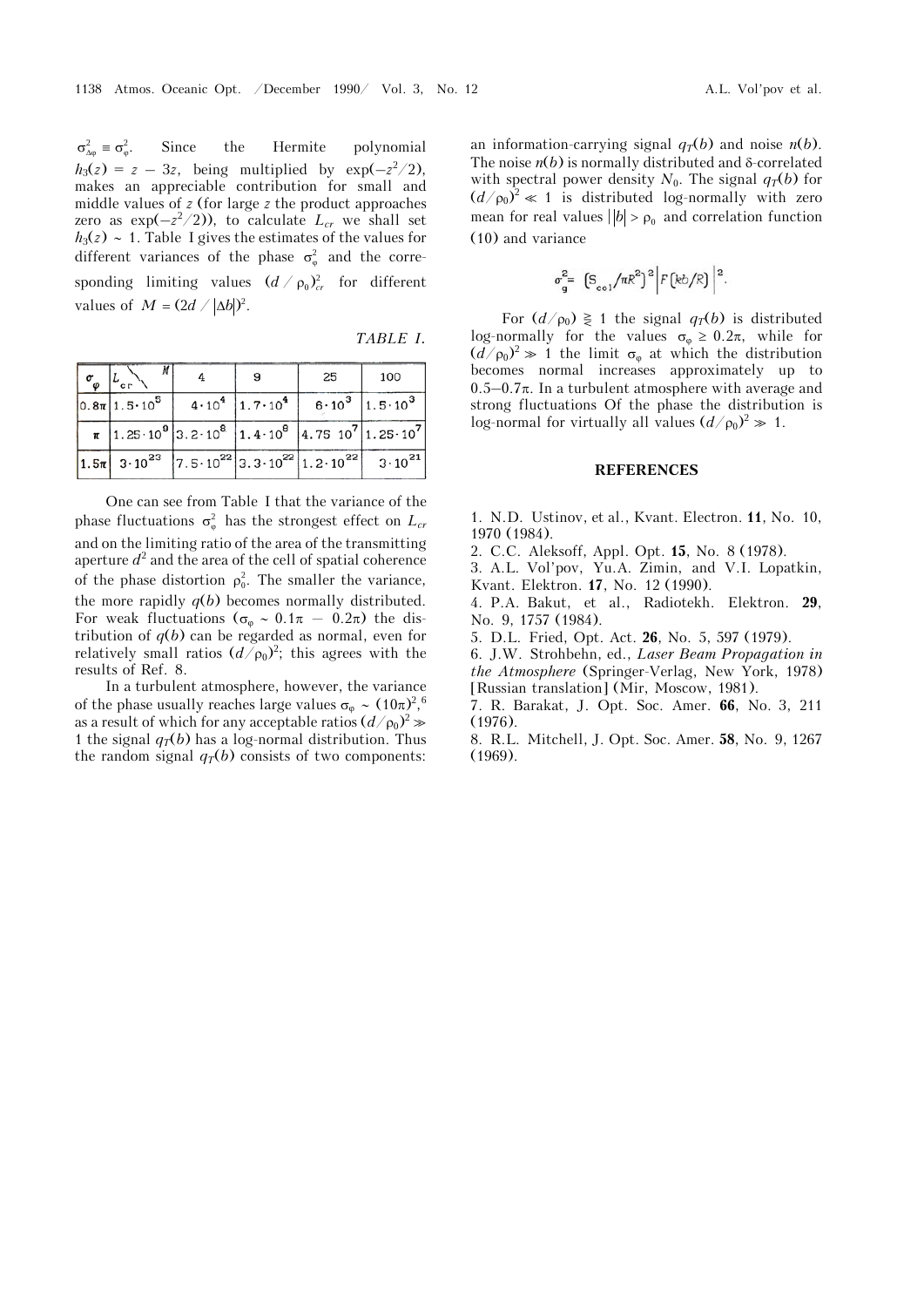$\sigma^2_{\Delta\varphi} \equiv \sigma^2_\varphi$. Since the Hermite polynomial $h_3(z) = z - 3z$, being multiplied by $\exp(-z^2/2)$, makes an appreciable contribution for small and middle values of $z$ (for large $z$ the product approaches zero as $\exp(-z^2/2)$), to calculate $L_{cr}$ we shall set $h_3(z) \sim 1$. Table I gives the estimates of the values for different variances of the phase $\sigma^2_\varphi$ and the corresponding limiting values $(d/\rho_0)^2_{cr}$ for different values of $M = (2d/|\Delta b|)^2$.

*TABLE I.*

| $\sigma_\varphi$ \ $M$ | $L_{cr}$ | 4 | 9 | 25 | 100 |
|---|---|---|---|---|---|
| $0.8\pi$ | $1.5 \cdot 10^5$ | $4 \cdot 10^4$ | $1.7 \cdot 10^4$ | $6 \cdot 10^3$ | $1.5 \cdot 10^3$ |
| $\pi$ | $1.25 \cdot 10^9$ | $3.2 \cdot 10^8$ | $1.4 \cdot 10^8$ | $4.75 \cdot 10^7$ | $1.25 \cdot 10^7$ |
| $1.5\pi$ | $3 \cdot 10^{23}$ | $7.5 \cdot 10^{22}$ | $3.3 \cdot 10^{22}$ | $1.2 \cdot 10^{22}$ | $3 \cdot 10^{21}$ |

One can see from Table I that the variance of the phase fluctuations $\sigma^2_\varphi$ has the strongest effect on $L_{cr}$ and on the limiting ratio of the area of the transmitting aperture $d^2$ and the area of the cell of spatial coherence of the phase distortion $\rho_0^2$. The smaller the variance, the more rapidly $q(b)$ becomes normally distributed. For weak fluctuations ($\sigma_\varphi \sim 0.1\pi - 0.2\pi$) the distribution of $q(b)$ can be regarded as normal, even for relatively small ratios $(d/\rho_0)^2$; this agrees with the results of Ref. 8.

In a turbulent atmosphere, however, the variance of the phase usually reaches large values $\sigma_\varphi \sim (10\pi)^2$,[6] as a result of which for any acceptable ratios $(d/\rho_0)^2 \gg 1$ the signal $q_T(b)$ has a log-normal distribution. Thus the random signal $q_T(b)$ consists of two components: an information-carrying signal $q_T(b)$ and noise $n(b)$. The noise $n(b)$ is normally distributed and δ-correlated with spectral power density $N_0$. The signal $q_T(b)$ for $(d/\rho_0)^2 \ll 1$ is distributed log-normally with zero mean for real values $|b| > \rho_0$ and correlation function (10) and variance

$$\sigma_g^2 = \left(S_{col}/\pi R^2\right)^2 \left|F(kb/R)\right|^2.$$

For $(d/\rho_0) \gtrless 1$ the signal $q_T(b)$ is distributed log-normally for the values $\sigma_\varphi \geq 0.2\pi$, while for $(d/\rho_0)^2 \gg 1$ the limit $\sigma_\varphi$ at which the distribution becomes normal increases approximately up to $0.5{-}0.7\pi$. In a turbulent atmosphere with average and strong fluctuations Of the phase the distribution is log-normal for virtually all values $(d/\rho_0)^2 \gg 1$.

## REFERENCES

1. N.D. Ustinov, et al., Kvant. Electron. **11**, No. 10, 1970 (1984).
2. C.C. Aleksoff, Appl. Opt. **15**, No. 8 (1978).
3. A.L. Vol'pov, Yu.A. Zimin, and V.I. Lopatkin, Kvant. Elektron. **17**, No. 12 (1990).
4. P.A. Bakut, et al., Radiotekh. Elektron. **29**, No. 9, 1757 (1984).
5. D.L. Fried, Opt. Act. **26**, No. 5, 597 (1979).
6. J.W. Strohbehn, ed., *Laser Beam Propagation in the Atmosphere* (Springer-Verlag, New York, 1978) [Russian translation] (Mir, Moscow, 1981).
7. R. Barakat, J. Opt. Soc. Amer. **66**, No. 3, 211 (1976).
8. R.L. Mitchell, J. Opt. Soc. Amer. **58**, No. 9, 1267 (1969).